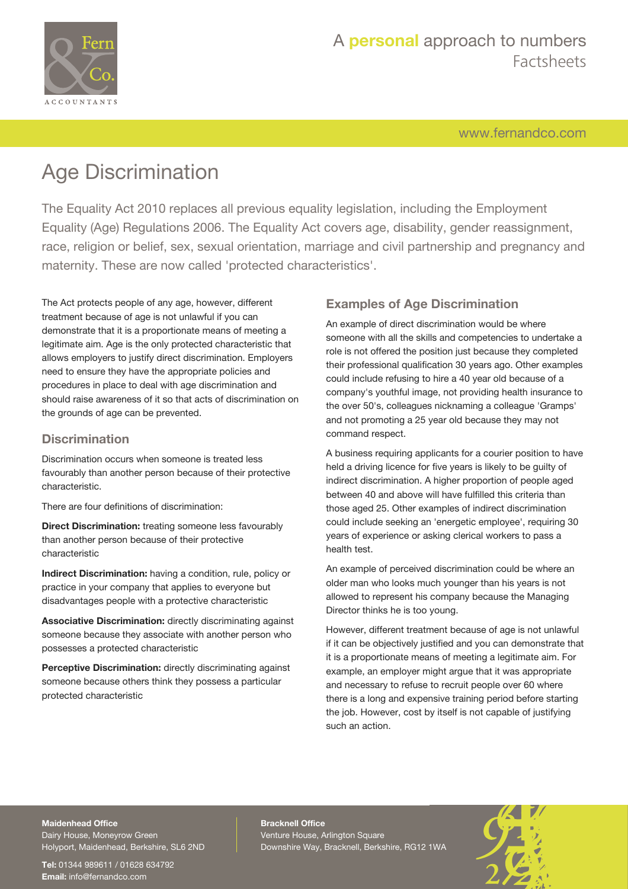# Age Discrimination

The Equality Act 2010 replaces all previous equality legislation, including the Employment Equality (Age) Regulations 2006. The Equality Act covers age, disability, gender reassignment, race, religion or belief, sex, sexual orientation, marriage and civil partnership and pregnancy and maternity. These are now called 'protected characteristics'.

The Act protects people of any age, however, different treatment because of age is not unlawful if you can demonstrate that it is a proportionate means of meeting a legitimate aim. Age is the only protected characteristic that allows employers to justify direct discrimination. Employers need to ensure they have the appropriate policies and procedures in place to deal with age discrimination and should raise awareness of it so that acts of discrimination on the grounds of age can be prevented.

## Discrimination

Discrimination occurs when someone is treated less favourably than another person because of their protective characteristic.

There are four definitions of discrimination:

**Direct Discrimination:** treating someone less favourably than another person because of their protective characteristic

**Indirect Discrimination:** having a condition, rule, policy or practice in your company that applies to everyone but disadvantages people with a protective characteristic

**Associative Discrimination:** directly discriminating against someone because they associate with another person who possesses a protected characteristic

**Perceptive Discrimination:** directly discriminating against someone because others think they possess a particular protected characteristic

## Examples of Age Discrimination

An example of direct discrimination would be where someone with all the skills and competencies to undertake a role is not offered the position just because they completed their professional qualification 30 years ago. Other examples could include refusing to hire a 40 year old because of a company's youthful image, not providing health insurance to the over 50's, colleagues nicknaming a colleague 'Gramps' and not promoting a 25 year old because they may not command respect.

A business requiring applicants for a courier position to have held a driving licence for five years is likely to be guilty of indirect discrimination. A higher proportion of people aged between 40 and above will have fulfilled this criteria than those aged 25. Other examples of indirect discrimination could include seeking an 'energetic employee', requiring 30 years of experience or asking clerical workers to pass a health test.

An example of perceived discrimination could be where an older man who looks much younger than his years is not allowed to represent his company because the Managing Director thinks he is too young.

However, different treatment because of age is not unlawful if it can be objectively justified and you can demonstrate that it is a proportionate means of meeting a legitimate aim. For example, an employer might argue that it was appropriate and necessary to refuse to recruit people over 60 where there is a long and expensive training period before starting the job. However, cost by itself is not capable of justifying such an action.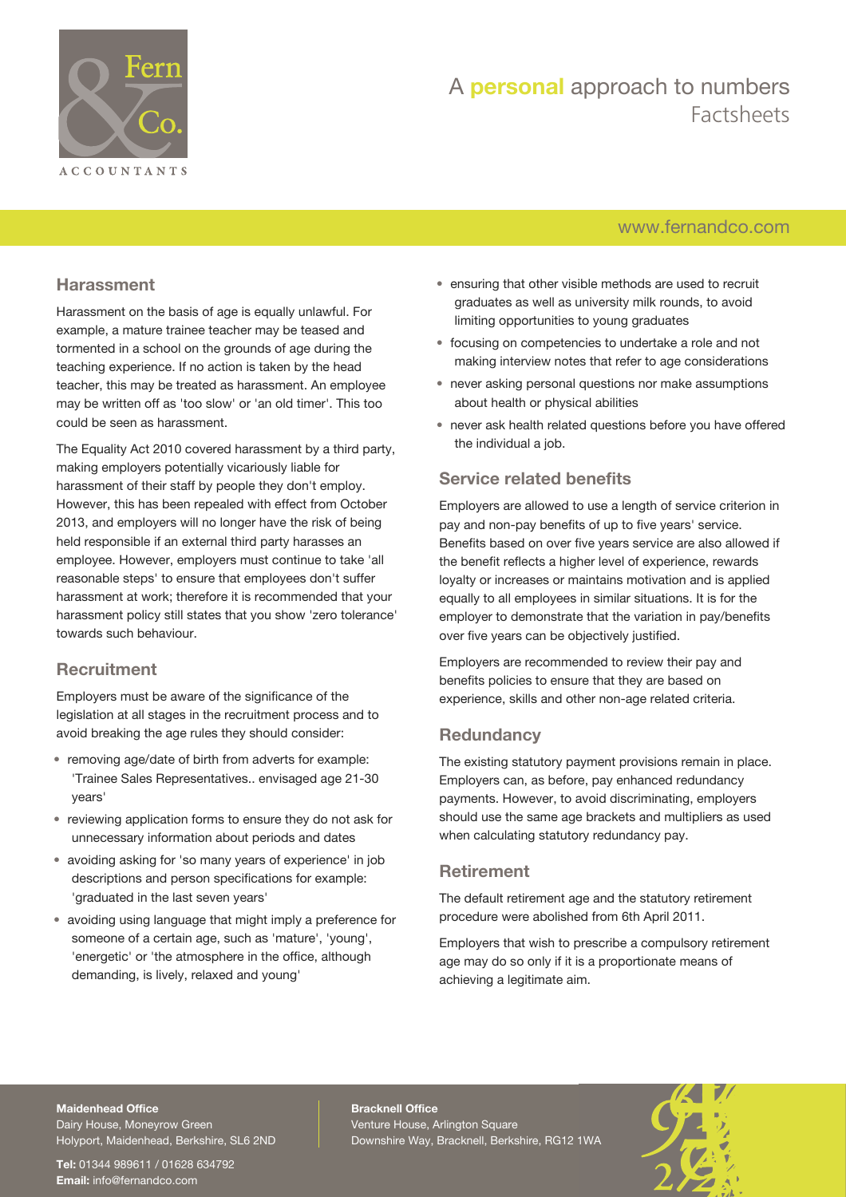## Harassment

Harassment on the basis of age is equally unlawful. For example, a mature trainee teacher may be teased and tormented in a school on the grounds of age during the teaching experience. If no action is taken by the head teacher, this may be treated as harassment. An employee may be written off as 'too slow' or 'an old timer'. This too could be seen as harassment.

The Equality Act 2010 covered harassment by a third party, making employers potentially vicariously liable for harassment of their staff by people they don't employ. However, this has been repealed with effect from October 2013, and employers will no longer have the risk of being held responsible if an external third party harasses an employee. However, employers must continue to take 'all reasonable steps' to ensure that employees don't suffer harassment at work; therefore it is recommended that your harassment policy still states that you show 'zero tolerance' towards such behaviour.

## Recruitment

Employers must be aware of the significance of the legislation at all stages in the recruitment process and to avoid breaking the age rules they should consider:

- removing age/date of birth from adverts for example: 'Trainee Sales Representatives.. envisaged age 21-30 years'
- reviewing application forms to ensure they do not ask for unnecessary information about periods and dates
- avoiding asking for 'so many years of experience' in job descriptions and person specifications for example: 'graduated in the last seven years'
- avoiding using language that might imply a preference for someone of a certain age, such as 'mature', 'young', 'energetic' or 'the atmosphere in the office, although demanding, is lively, relaxed and young'
- ensuring that other visible methods are used to recruit graduates as well as university milk rounds, to avoid limiting opportunities to young graduates
- focusing on competencies to undertake a role and not making interview notes that refer to age considerations
- never asking personal questions nor make assumptions about health or physical abilities
- never ask health related questions before you have offered the individual a job.

## Service related benefits

Employers are allowed to use a length of service criterion in pay and non-pay benefits of up to five years' service. Benefits based on over five years service are also allowed if the benefit reflects a higher level of experience, rewards loyalty or increases or maintains motivation and is applied equally to all employees in similar situations. It is for the employer to demonstrate that the variation in pay/benefits over five years can be objectively justified.

Employers are recommended to review their pay and benefits policies to ensure that they are based on experience, skills and other non-age related criteria.

## Redundancy

The existing statutory payment provisions remain in place. Employers can, as before, pay enhanced redundancy payments. However, to avoid discriminating, employers should use the same age brackets and multipliers as used when calculating statutory redundancy pay.

## Retirement

The default retirement age and the statutory retirement procedure were abolished from 6th April 2011.

Employers that wish to prescribe a compulsory retirement age may do so only if it is a proportionate means of achieving a legitimate aim.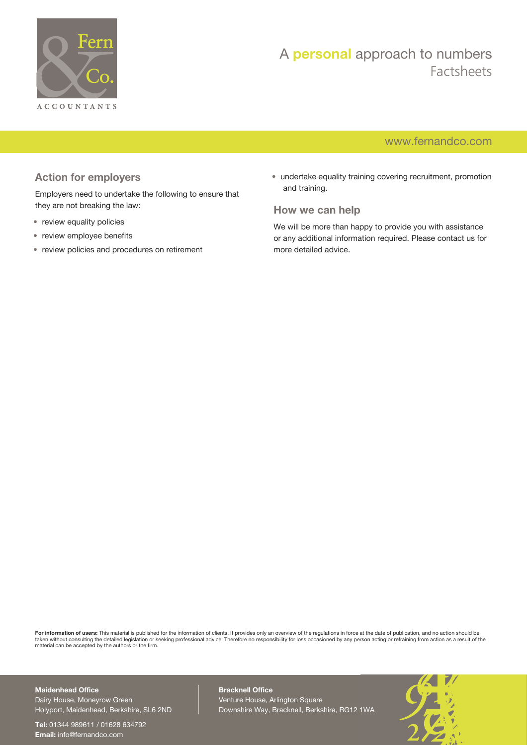## Action for employers

Employers need to undertake the following to ensure that they are not breaking the law:

- review equality policies
- review employee benefits
- review policies and procedures on retirement
- undertake equality training covering recruitment, promotion and training.

## How we can help

We will be more than happy to provide you with assistance or any additional information required. Please contact us for more detailed advice.

**For information of users:** This material is published for the information of clients. It provides only an overview of the regulations in force at the date of publication, and no action should be taken without consulting the detailed legislation or seeking professional advice. Therefore no responsibility for loss occasioned by any person acting or refraining from action as a result of the material can be accepted by the authors or the firm.

**Maidenhead Office**
Dairy House, Moneyrow Green
Holyport, Maidenhead, Berkshire, SL6 2ND

**Tel:** 01344 989611 / 01628 634792
**Email:** info@fernandco.com

**Bracknell Office**
Venture House, Arlington Square
Downshire Way, Bracknell, Berkshire, RG12 1WA